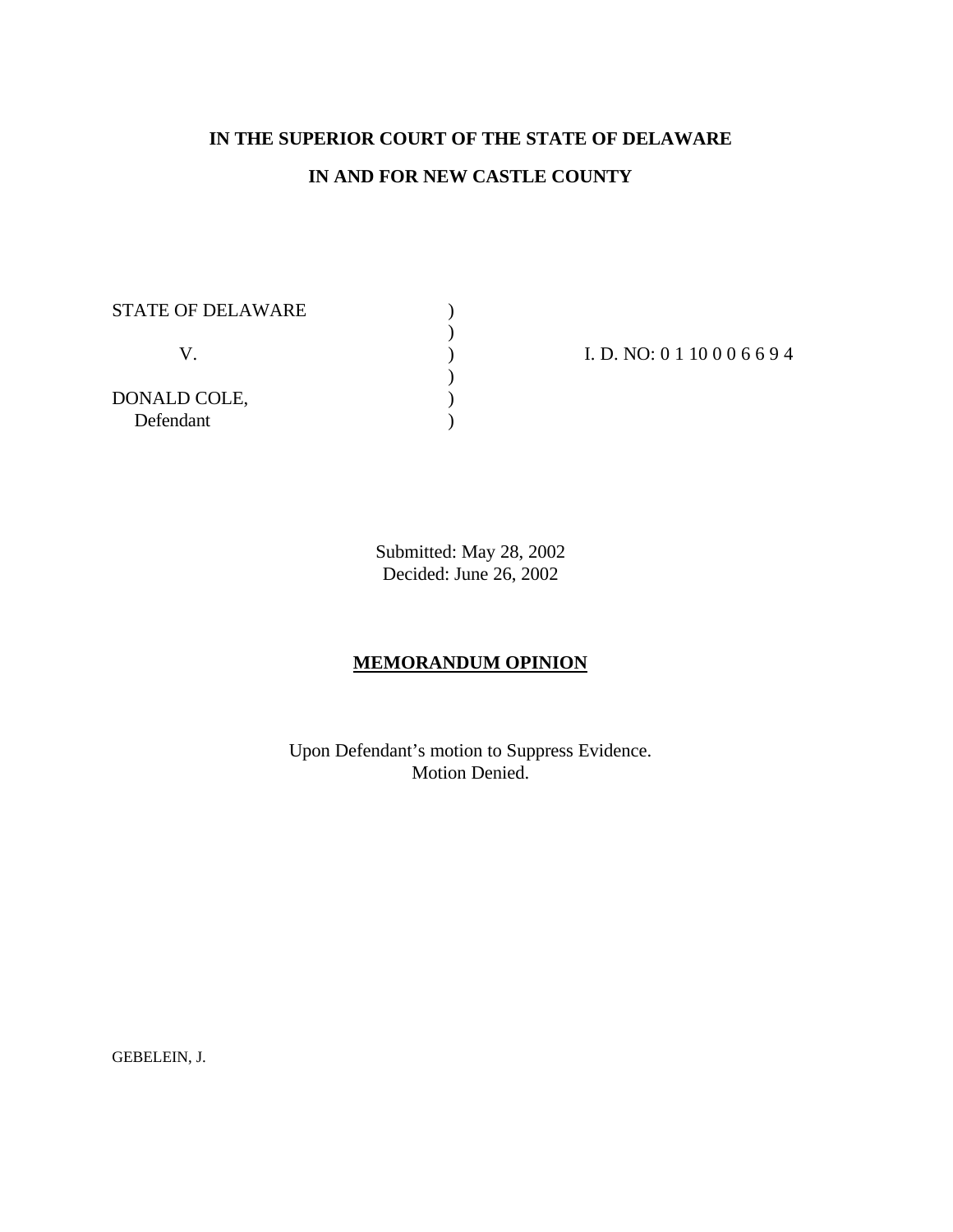**IN THE SUPERIOR COURT OF THE STATE OF DELAWARE**

**IN AND FOR NEW CASTLE COUNTY**

| | | |
|---|---|---|
| STATE OF DELAWARE | ) | |
| | ) | |
| V. | ) | I. D. NO: 0 1 10 0 0 6 6 9 4 |
| | ) | |
| DONALD COLE, | ) | |
| Defendant | ) | |

Submitted: May 28, 2002
Decided: June 26, 2002

**MEMORANDUM OPINION**

Upon Defendant's motion to Suppress Evidence.
Motion Denied.

GEBELEIN, J.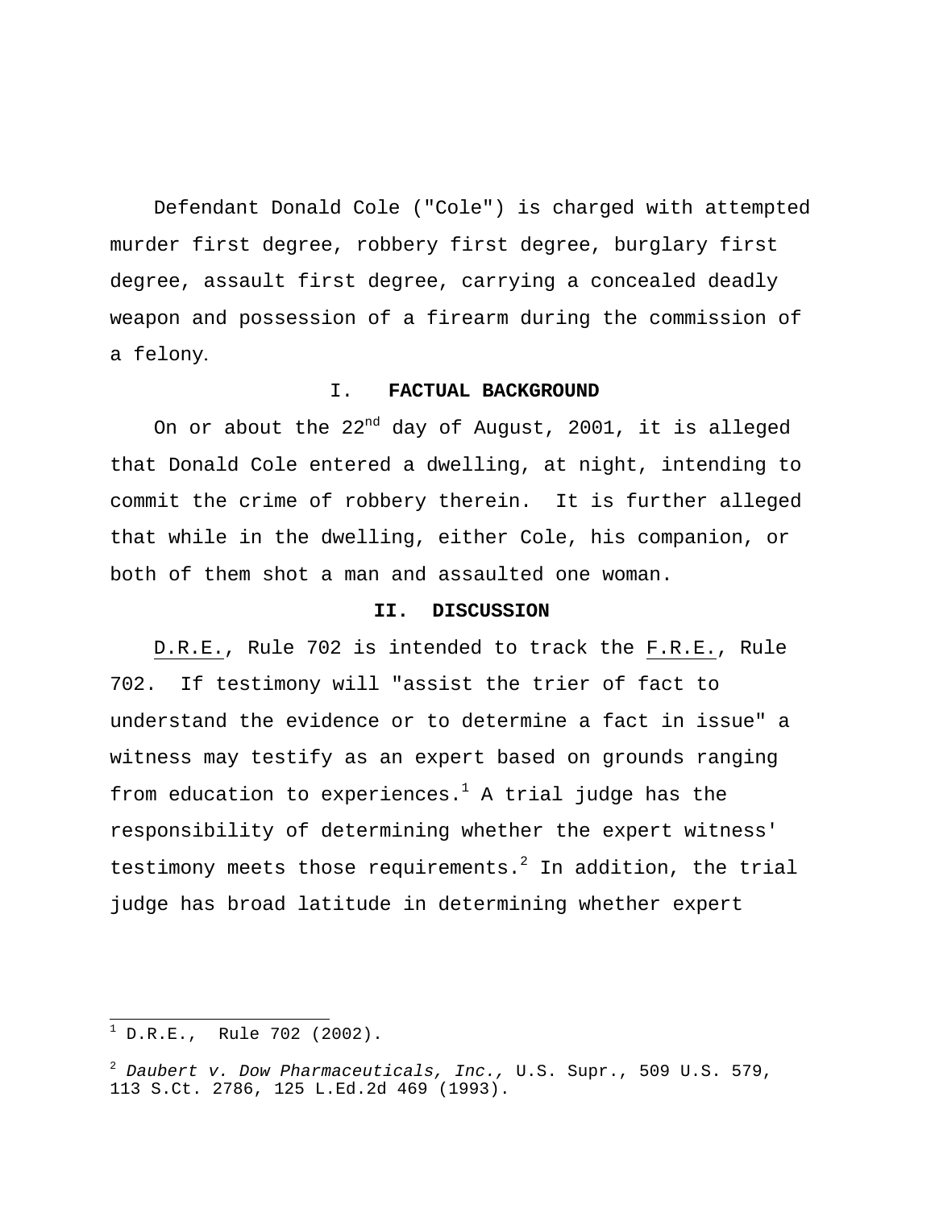Defendant Donald Cole ("Cole") is charged with attempted murder first degree, robbery first degree, burglary first degree, assault first degree, carrying a concealed deadly weapon and possession of a firearm during the commission of a felony.

## I. FACTUAL BACKGROUND

On or about the 22nd day of August, 2001, it is alleged that Donald Cole entered a dwelling, at night, intending to commit the crime of robbery therein. It is further alleged that while in the dwelling, either Cole, his companion, or both of them shot a man and assaulted one woman.

## II. DISCUSSION

D.R.E., Rule 702 is intended to track the F.R.E., Rule 702. If testimony will "assist the trier of fact to understand the evidence or to determine a fact in issue" a witness may testify as an expert based on grounds ranging from education to experiences.[1] A trial judge has the responsibility of determining whether the expert witness' testimony meets those requirements.[2] In addition, the trial judge has broad latitude in determining whether expert

---

[1] D.R.E., Rule 702 (2002).

[2] *Daubert v. Dow Pharmaceuticals, Inc.,* U.S. Supr., 509 U.S. 579, 113 S.Ct. 2786, 125 L.Ed.2d 469 (1993).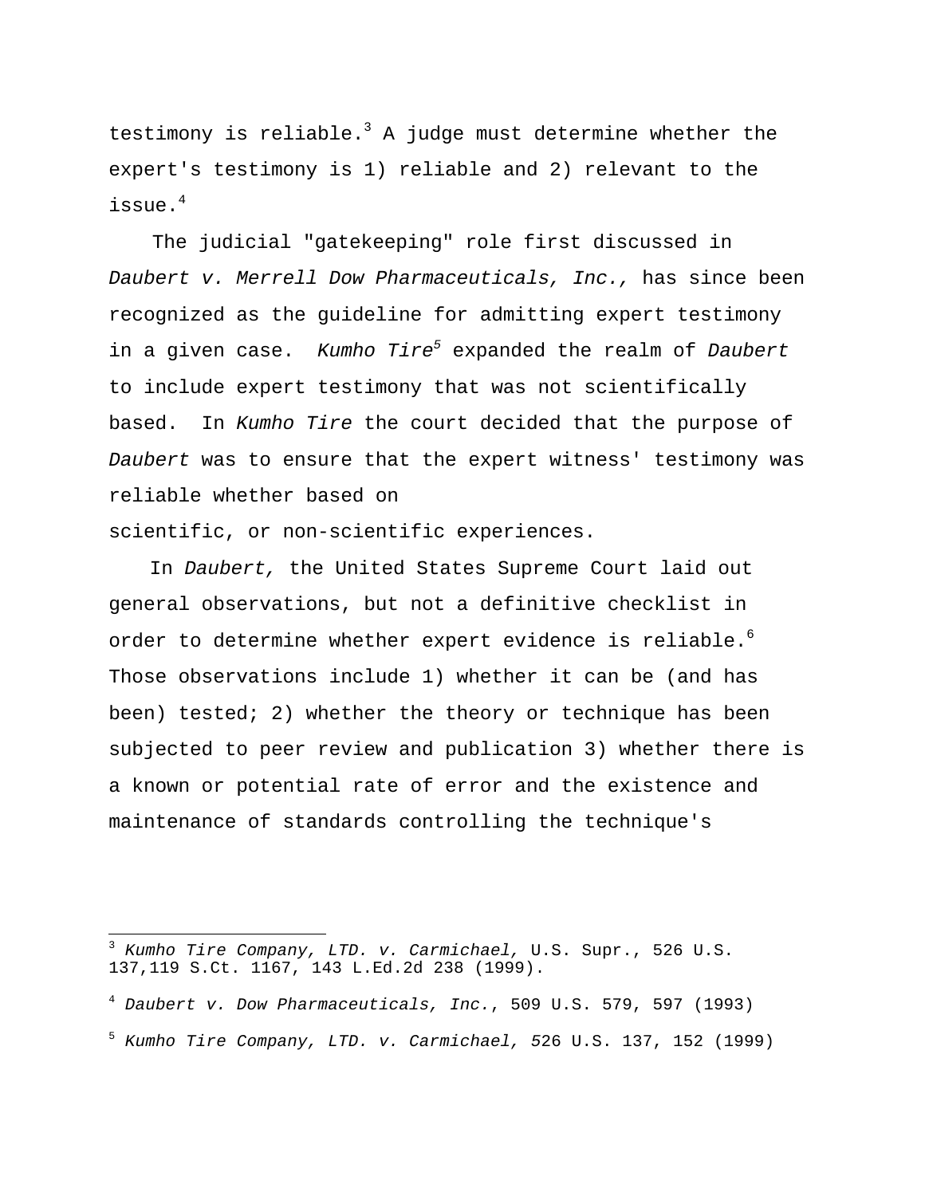testimony is reliable.[3] A judge must determine whether the expert's testimony is 1) reliable and 2) relevant to the issue.[4]

The judicial "gatekeeping" role first discussed in *Daubert v. Merrell Dow Pharmaceuticals, Inc.,* has since been recognized as the guideline for admitting expert testimony in a given case. *Kumho Tire*[5] expanded the realm of *Daubert* to include expert testimony that was not scientifically based. In *Kumho Tire* the court decided that the purpose of *Daubert* was to ensure that the expert witness' testimony was reliable whether based on scientific, or non-scientific experiences.

In *Daubert,* the United States Supreme Court laid out general observations, but not a definitive checklist in order to determine whether expert evidence is reliable.[6] Those observations include 1) whether it can be (and has been) tested; 2) whether the theory or technique has been subjected to peer review and publication 3) whether there is a known or potential rate of error and the existence and maintenance of standards controlling the technique's

---

[3] *Kumho Tire Company, LTD. v. Carmichael,* U.S. Supr., 526 U.S. 137,119 S.Ct. 1167, 143 L.Ed.2d 238 (1999).

[4] *Daubert v. Dow Pharmaceuticals, Inc.*, 509 U.S. 579, 597 (1993)

[5] *Kumho Tire Company, LTD. v. Carmichael, 5*26 U.S. 137, 152 (1999)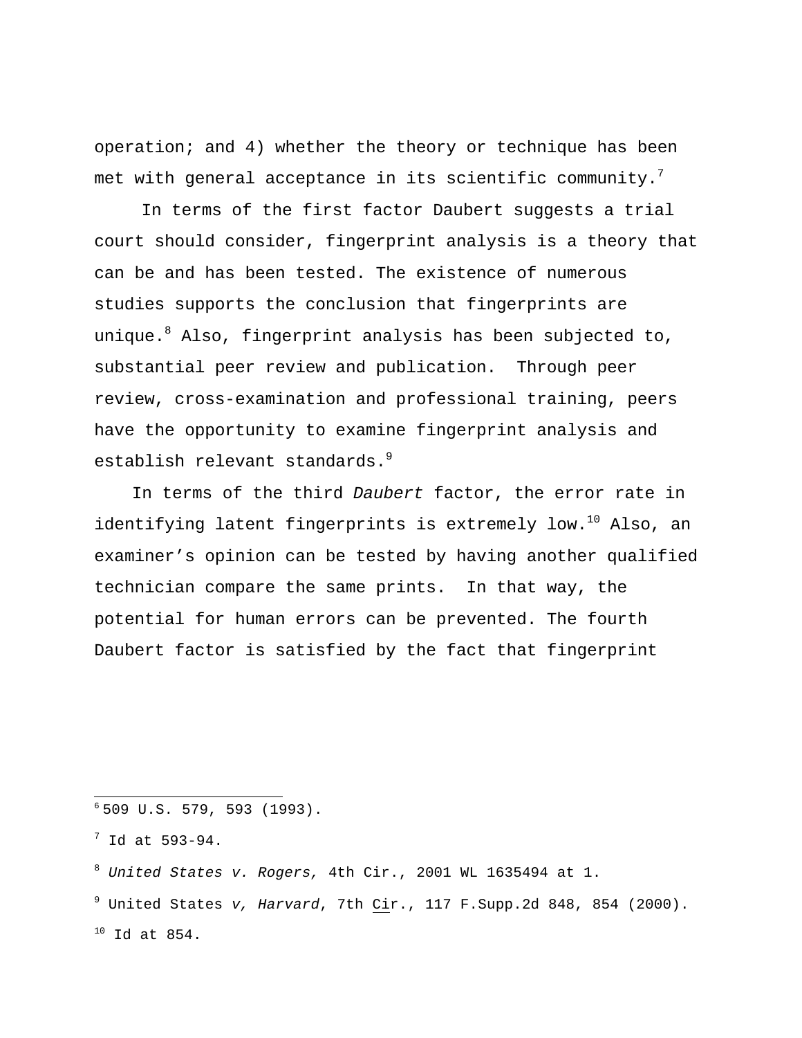operation; and 4) whether the theory or technique has been met with general acceptance in its scientific community.[7]

In terms of the first factor Daubert suggests a trial court should consider, fingerprint analysis is a theory that can be and has been tested. The existence of numerous studies supports the conclusion that fingerprints are unique.[8] Also, fingerprint analysis has been subjected to, substantial peer review and publication. Through peer review, cross-examination and professional training, peers have the opportunity to examine fingerprint analysis and establish relevant standards.[9]

In terms of the third *Daubert* factor, the error rate in identifying latent fingerprints is extremely low.[10] Also, an examiner's opinion can be tested by having another qualified technician compare the same prints. In that way, the potential for human errors can be prevented. The fourth Daubert factor is satisfied by the fact that fingerprint

---

[6] 509 U.S. 579, 593 (1993).

[7] Id at 593-94.

[8] *United States v. Rogers,* 4th Cir., 2001 WL 1635494 at 1.

[9] United States *v, Harvard*, 7th Cir., 117 F.Supp.2d 848, 854 (2000).

[10] Id at 854.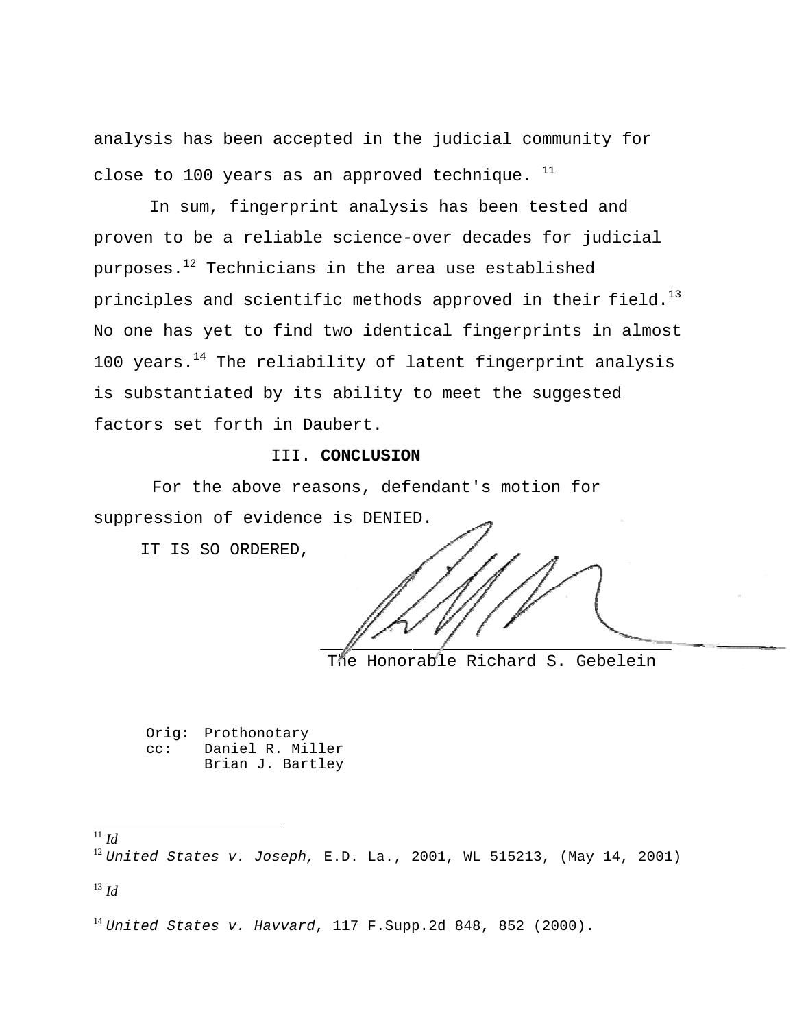analysis has been accepted in the judicial community for close to 100 years as an approved technique. [11]

In sum, fingerprint analysis has been tested and proven to be a reliable science-over decades for judicial purposes.[12] Technicians in the area use established principles and scientific methods approved in their field.[13] No one has yet to find two identical fingerprints in almost 100 years.[14] The reliability of latent fingerprint analysis is substantiated by its ability to meet the suggested factors set forth in Daubert.

## III. CONCLUSION

For the above reasons, defendant's motion for suppression of evidence is DENIED.

IT IS SO ORDERED,

The Honorable Richard S. Gebelein

Orig: Prothonotary
cc: Daniel R. Miller
Brian J. Bartley

---

[11] *Id*

[12] *United States v. Joseph,* E.D. La., 2001, WL 515213, (May 14, 2001)

[13] *Id*

[14] *United States v. Havvard*, 117 F.Supp.2d 848, 852 (2000).